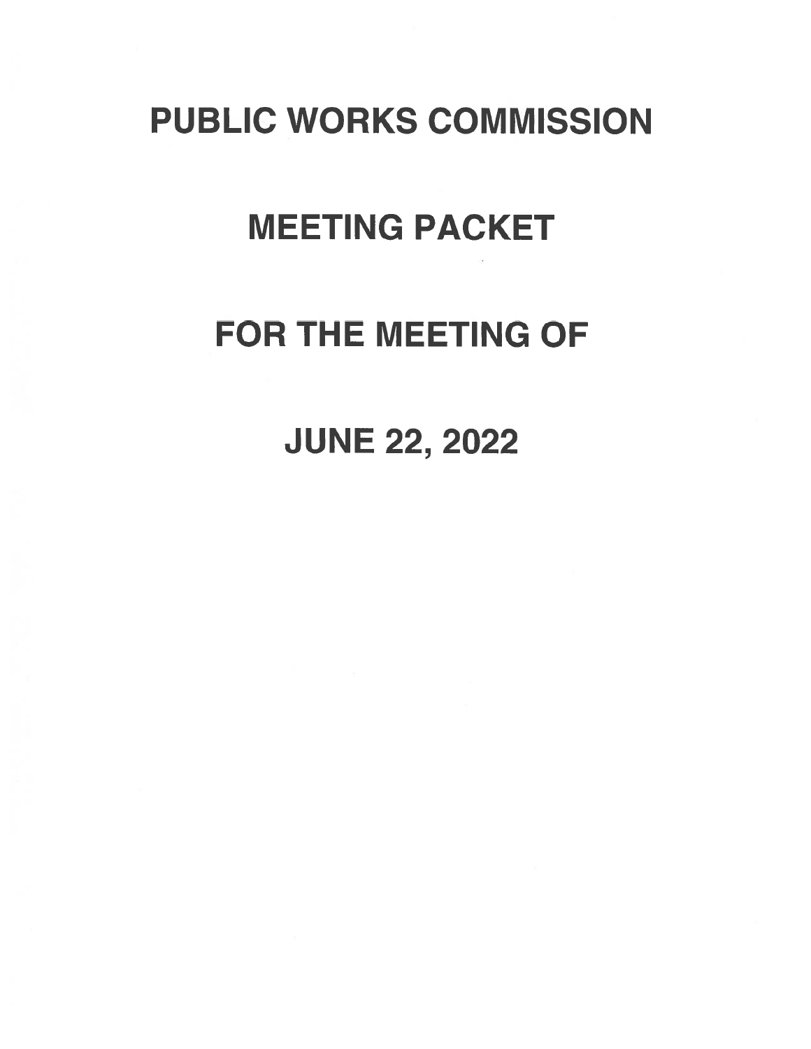# PUBLIC WORKS COMMISSION

# MEETING PACKET

# FOR THE MEETING OF

# JUNE 22, 2022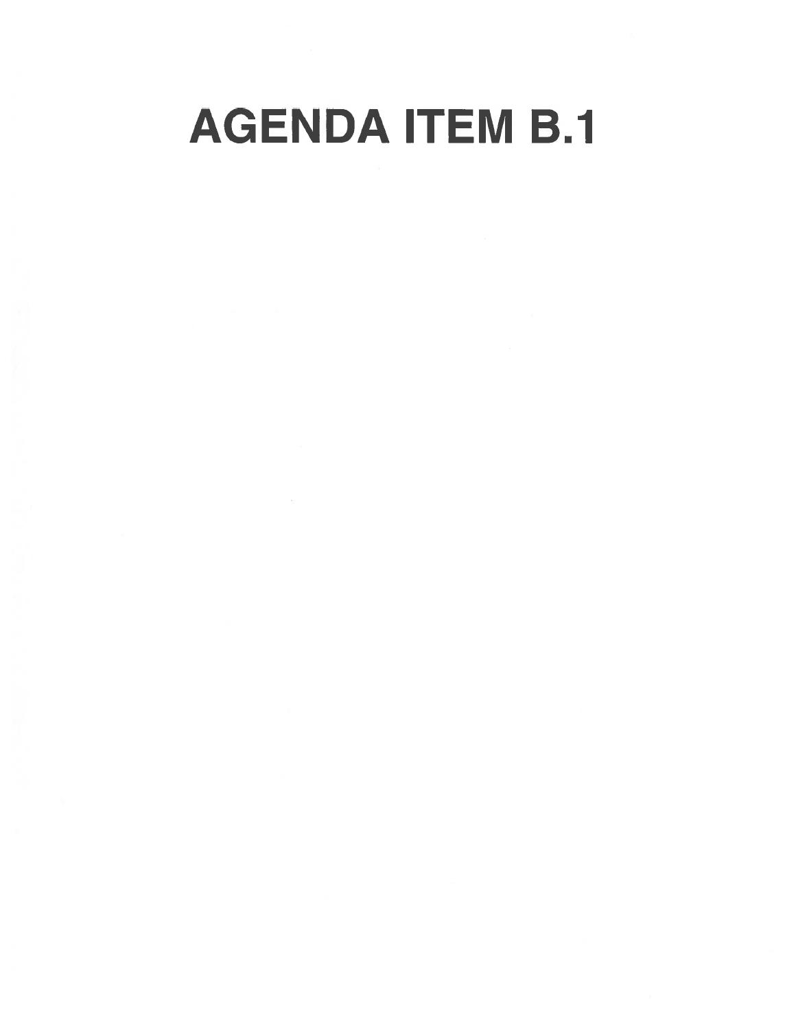# AGENDA ITEM B.1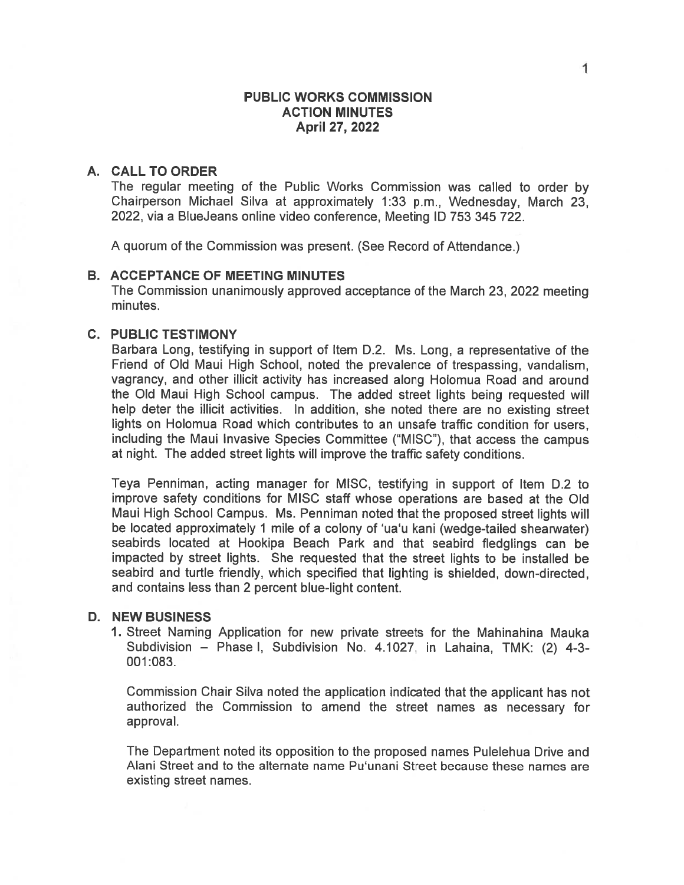# PUBLIC WORKS COMMISSION
# ACTION MINUTES
# April 27, 2022

## A. CALL TO ORDER

The regular meeting of the Public Works Commission was called to order by Chairperson Michael Silva at approximately 1:33 p.m., Wednesday, March 23, 2022, via a BlueJeans online video conference, Meeting ID 753 345 722.

A quorum of the Commission was present. (See Record of Attendance.)

## B. ACCEPTANCE OF MEETING MINUTES

The Commission unanimously approved acceptance of the March 23, 2022 meeting minutes.

## C. PUBLIC TESTIMONY

Barbara Long, testifying in support of Item D.2. Ms. Long, a representative of the Friend of Old Maui High School, noted the prevalence of trespassing, vandalism, vagrancy, and other illicit activity has increased along Holomua Road and around the Old Maui High School campus. The added street lights being requested will help deter the illicit activities. In addition, she noted there are no existing street lights on Holomua Road which contributes to an unsafe traffic condition for users, including the Maui Invasive Species Committee ("MISC"), that access the campus at night. The added street lights will improve the traffic safety conditions.

Teya Penniman, acting manager for MISC, testifying in support of Item D.2 to improve safety conditions for MISC staff whose operations are based at the Old Maui High School Campus. Ms. Penniman noted that the proposed street lights will be located approximately 1 mile of a colony of ʻuaʻu kani (wedge-tailed shearwater) seabirds located at Hookipa Beach Park and that seabird fledglings can be impacted by street lights. She requested that the street lights to be installed be seabird and turtle friendly, which specified that lighting is shielded, down-directed, and contains less than 2 percent blue-light content.

## D. NEW BUSINESS

1. Street Naming Application for new private streets for the Mahinahina Mauka Subdivision – Phase I, Subdivision No. 4.1027, in Lahaina, TMK: (2) 4-3-001:083.

   Commission Chair Silva noted the application indicated that the applicant has not authorized the Commission to amend the street names as necessary for approval.

   The Department noted its opposition to the proposed names Pulelehua Drive and Alani Street and to the alternate name Puʻunani Street because these names are existing street names.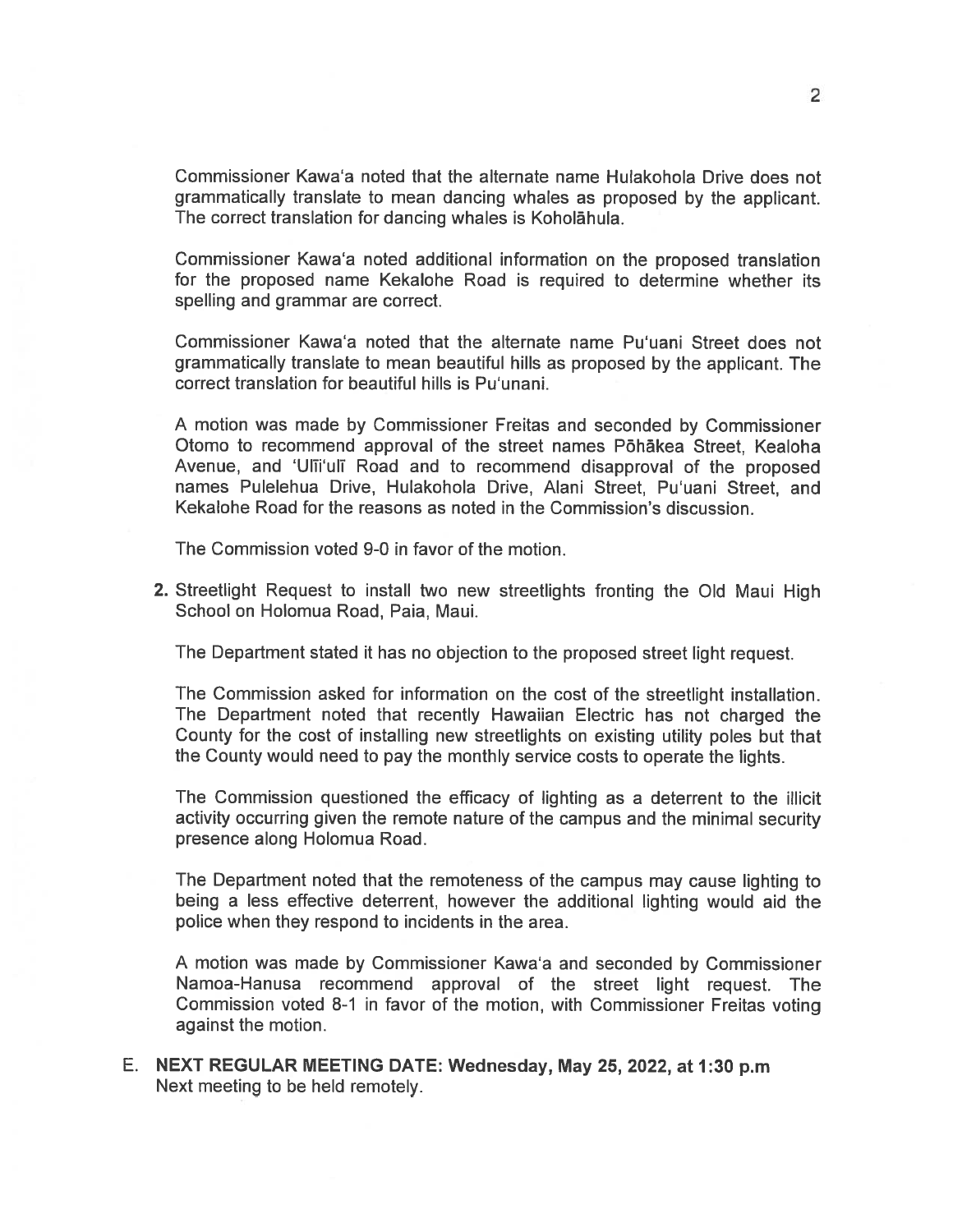Commissioner Kawa'a noted that the alternate name Hulakohola Drive does not grammatically translate to mean dancing whales as proposed by the applicant. The correct translation for dancing whales is Koholāhula.

Commissioner Kawa'a noted additional information on the proposed translation for the proposed name Kekalohe Road is required to determine whether its spelling and grammar are correct.

Commissioner Kawa'a noted that the alternate name Pu'uani Street does not grammatically translate to mean beautiful hills as proposed by the applicant. The correct translation for beautiful hills is Pu'unani.

A motion was made by Commissioner Freitas and seconded by Commissioner Otomo to recommend approval of the street names Pōhākea Street, Kealoha Avenue, and 'Ulīi'ulī Road and to recommend disapproval of the proposed names Pulelehua Drive, Hulakohola Drive, Alani Street, Pu'uani Street, and Kekalohe Road for the reasons as noted in the Commission's discussion.

The Commission voted 9-0 in favor of the motion.

**2.** Streetlight Request to install two new streetlights fronting the Old Maui High School on Holomua Road, Paia, Maui.

The Department stated it has no objection to the proposed street light request.

The Commission asked for information on the cost of the streetlight installation. The Department noted that recently Hawaiian Electric has not charged the County for the cost of installing new streetlights on existing utility poles but that the County would need to pay the monthly service costs to operate the lights.

The Commission questioned the efficacy of lighting as a deterrent to the illicit activity occurring given the remote nature of the campus and the minimal security presence along Holomua Road.

The Department noted that the remoteness of the campus may cause lighting to being a less effective deterrent, however the additional lighting would aid the police when they respond to incidents in the area.

A motion was made by Commissioner Kawa'a and seconded by Commissioner Namoa-Hanusa recommend approval of the street light request. The Commission voted 8-1 in favor of the motion, with Commissioner Freitas voting against the motion.

E. **NEXT REGULAR MEETING DATE: Wednesday, May 25, 2022, at 1:30 p.m**
Next meeting to be held remotely.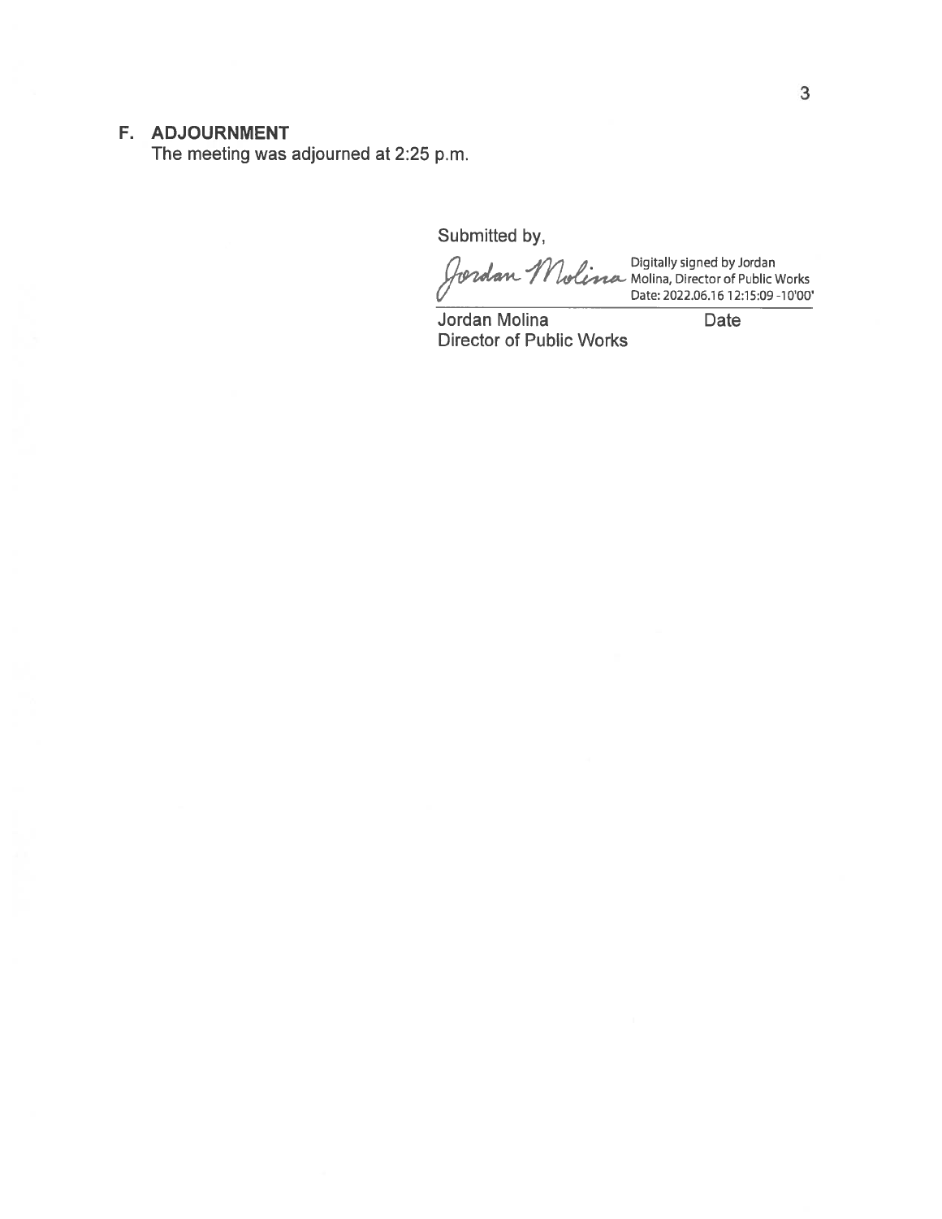## F. ADJOURNMENT

The meeting was adjourned at 2:25 p.m.

Submitted by,

Jordan Molina — Digitally signed by Jordan Molina, Director of Public Works Date: 2022.06.16 12:15:09 -10'00'

Jordan Molina  
Director of Public Works

Date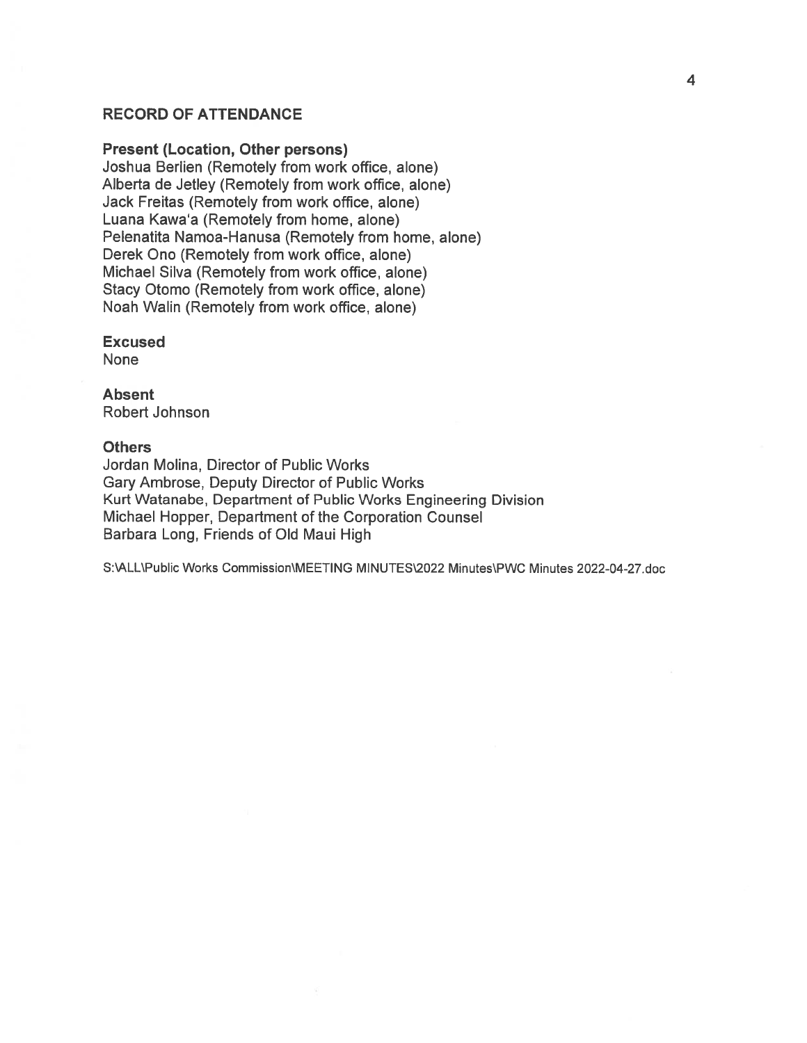## RECORD OF ATTENDANCE

**Present (Location, Other persons)**

Joshua Berlien (Remotely from work office, alone)
Alberta de Jetley (Remotely from work office, alone)
Jack Freitas (Remotely from work office, alone)
Luana Kawa'a (Remotely from home, alone)
Pelenatita Namoa-Hanusa (Remotely from home, alone)
Derek Ono (Remotely from work office, alone)
Michael Silva (Remotely from work office, alone)
Stacy Otomo (Remotely from work office, alone)
Noah Walin (Remotely from work office, alone)

**Excused**

None

**Absent**

Robert Johnson

**Others**

Jordan Molina, Director of Public Works
Gary Ambrose, Deputy Director of Public Works
Kurt Watanabe, Department of Public Works Engineering Division
Michael Hopper, Department of the Corporation Counsel
Barbara Long, Friends of Old Maui High

S:\ALL\Public Works Commission\MEETING MINUTES\2022 Minutes\PWC Minutes 2022-04-27.doc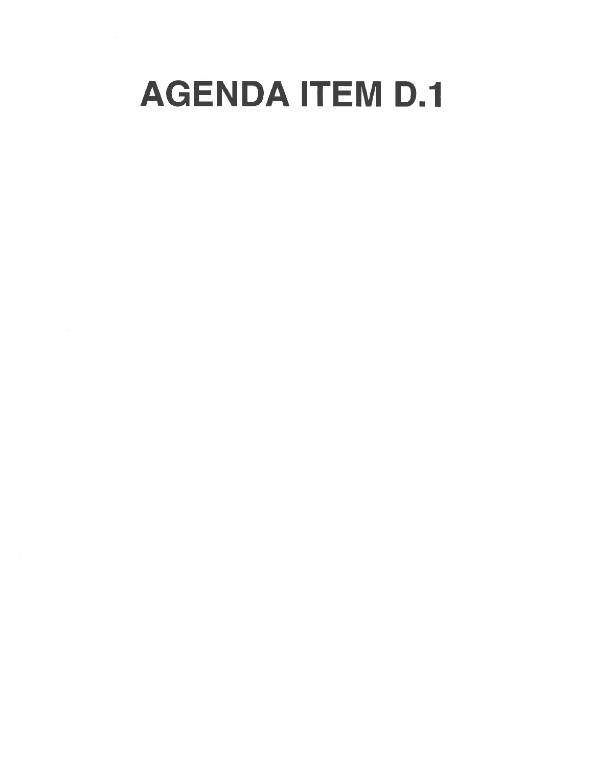# AGENDA ITEM D.1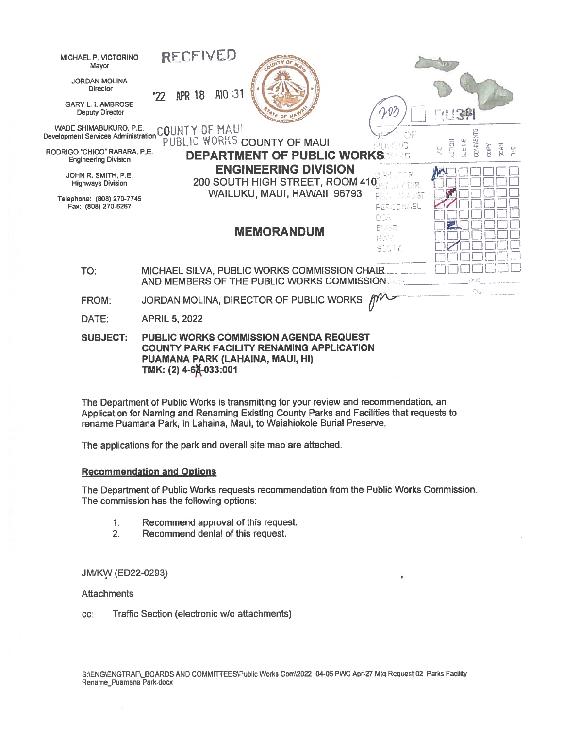MICHAEL P. VICTORINO
Mayor

JORDAN MOLINA
Director

GARY L. I. AMBROSE
Deputy Director

WADE SHIMABUKURO, P.E.
Development Services Administration

RODRIGO "CHICO" RABARA, P.E.
Engineering Division

JOHN R. SMITH, P.E.
Highways Division

Telephone: (808) 270-7745
Fax: (808) 270-6267

RECEIVED
'22 APR 18 A10 :31
COUNTY OF MAUI
PUBLIC WORKS

# COUNTY OF MAUI
## DEPARTMENT OF PUBLIC WORKS
## ENGINEERING DIVISION
200 SOUTH HIGH STREET, ROOM 410
WAILUKU, MAUI, HAWAII 96793

## MEMORANDUM

TO: MICHAEL SILVA, PUBLIC WORKS COMMISSION CHAIR AND MEMBERS OF THE PUBLIC WORKS COMMISSION

FROM: JORDAN MOLINA, DIRECTOR OF PUBLIC WORKS

DATE: APRIL 5, 2022

**SUBJECT: PUBLIC WORKS COMMISSION AGENDA REQUEST COUNTY PARK FACILITY RENAMING APPLICATION PUAMANA PARK (LAHAINA, MAUI, HI) TMK: (2) 4-6X-033:001**

The Department of Public Works is transmitting for your review and recommendation, an Application for Naming and Renaming Existing County Parks and Facilities that requests to rename Puamana Park, in Lahaina, Maui, to Waiahiokole Burial Preserve.

The applications for the park and overall site map are attached.

**Recommendation and Options**

The Department of Public Works requests recommendation from the Public Works Commission. The commission has the following options:

1. Recommend approval of this request.
2. Recommend denial of this request.

JM/KW (ED22-0293)

Attachments

cc: Traffic Section (electronic w/o attachments)

S:\ENG\ENGTRAF\_BOARDS AND COMMITTEES\Public Works Com\2022_04-05 PWC Apr-27 Mtg Request 02_Parks Facility Rename_Puamana Park.docx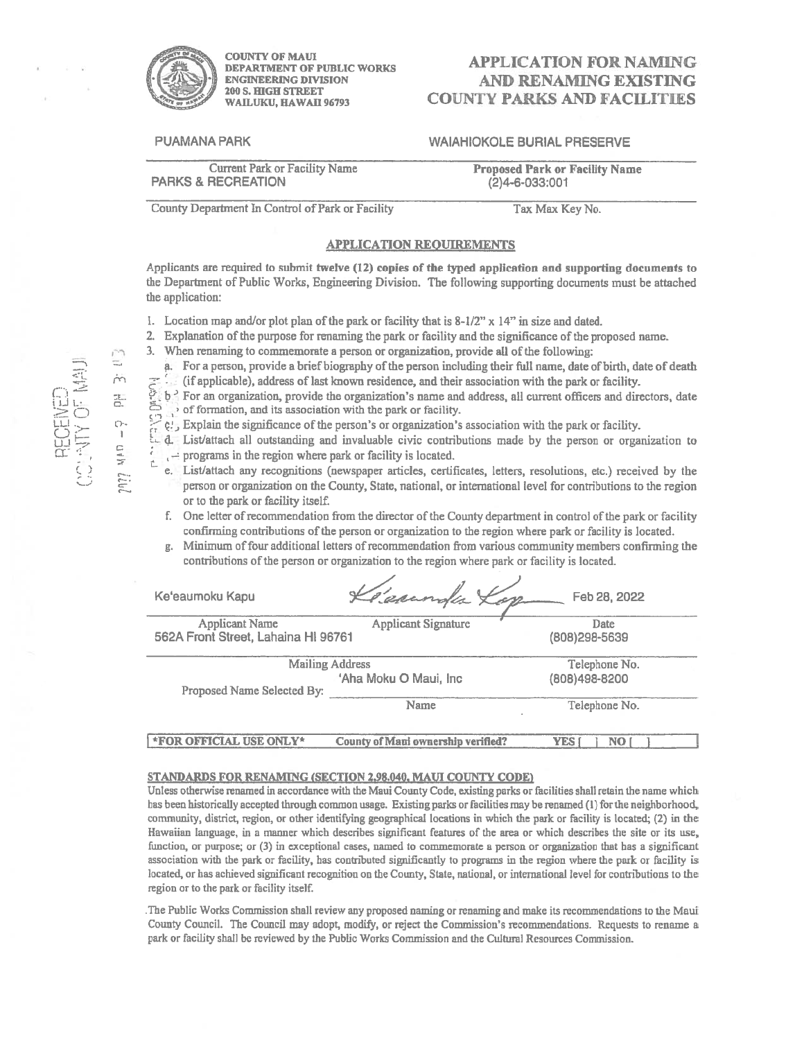COUNTY OF MAUI
DEPARTMENT OF PUBLIC WORKS
ENGINEERING DIVISION
200 S. HIGH STREET
WAILUKU, HAWAII 96793

# APPLICATION FOR NAMING AND RENAMING EXISTING COUNTY PARKS AND FACILITIES

| PUAMANA PARK | WAIAHIOKOLE BURIAL PRESERVE |
|---|---|
| Current Park or Facility Name | **Proposed Park or Facility Name** |
| PARKS & RECREATION | (2)4-6-033:001 |
| County Department In Control of Park or Facility | Tax Max Key No. |

RECEIVED COUNTY OF MAUI 2022 MAR -9 PM 3:03

## APPLICATION REQUIREMENTS

Applicants are required to submit **twelve (12) copies of the typed application and supporting documents** to the Department of Public Works, Engineering Division. The following supporting documents must be attached the application:

1. Location map and/or plot plan of the park or facility that is 8-1/2" x 14" in size and dated.
2. Explanation of the purpose for renaming the park or facility and the significance of the proposed name.
3. When renaming to commemorate a person or organization, provide all of the following:
   a. For a person, provide a brief biography of the person including their full name, date of birth, date of death (if applicable), address of last known residence, and their association with the park or facility.
   b. For an organization, provide the organization's name and address, all current officers and directors, date of formation, and its association with the park or facility.
   c. Explain the significance of the person's or organization's association with the park or facility.
   d. List/attach all outstanding and invaluable civic contributions made by the person or organization to programs in the region where park or facility is located.
   e. List/attach any recognitions (newspaper articles, certificates, letters, resolutions, etc.) received by the person or organization on the County, State, national, or international level for contributions to the region or to the park or facility itself.
   f. One letter of recommendation from the director of the County department in control of the park or facility confirming contributions of the person or organization to the region where park or facility is located.
   g. Minimum of four additional letters of recommendation from various community members confirming the contributions of the person or organization to the region where park or facility is located.

| Ke'eaumoku Kapu | *Ke'eaumoku Kapu* (signature) | Feb 28, 2022 |
|---|---|---|
| Applicant Name | Applicant Signature | Date |
| 562A Front Street, Lahaina HI 96761 | | (808)298-5639 |
| Mailing Address | | Telephone No. |

Proposed Name Selected By: 'Aha Moku O Maui, Inc (808)498-8200
Name / Telephone No.

| ***FOR OFFICIAL USE ONLY*** | **County of Maui ownership verified?** | **YES [ ] NO [ ]** |
|---|---|---|

**STANDARDS FOR RENAMING (SECTION 2.98.040, MAUI COUNTY CODE)**

Unless otherwise renamed in accordance with the Maui County Code, existing parks or facilities shall retain the name which has been historically accepted through common usage. Existing parks or facilities may be renamed (1) for the neighborhood, community, district, region, or other identifying geographical locations in which the park or facility is located; (2) in the Hawaiian language, in a manner which describes significant features of the area or which describes the site or its use, function, or purpose; or (3) in exceptional cases, named to commemorate a person or organization that has a significant association with the park or facility, has contributed significantly to programs in the region where the park or facility is located, or has achieved significant recognition on the County, State, national, or international level for contributions to the region or to the park or facility itself.

The Public Works Commission shall review any proposed naming or renaming and make its recommendations to the Maui County Council. The Council may adopt, modify, or reject the Commission's recommendations. Requests to rename a park or facility shall be reviewed by the Public Works Commission and the Cultural Resources Commission.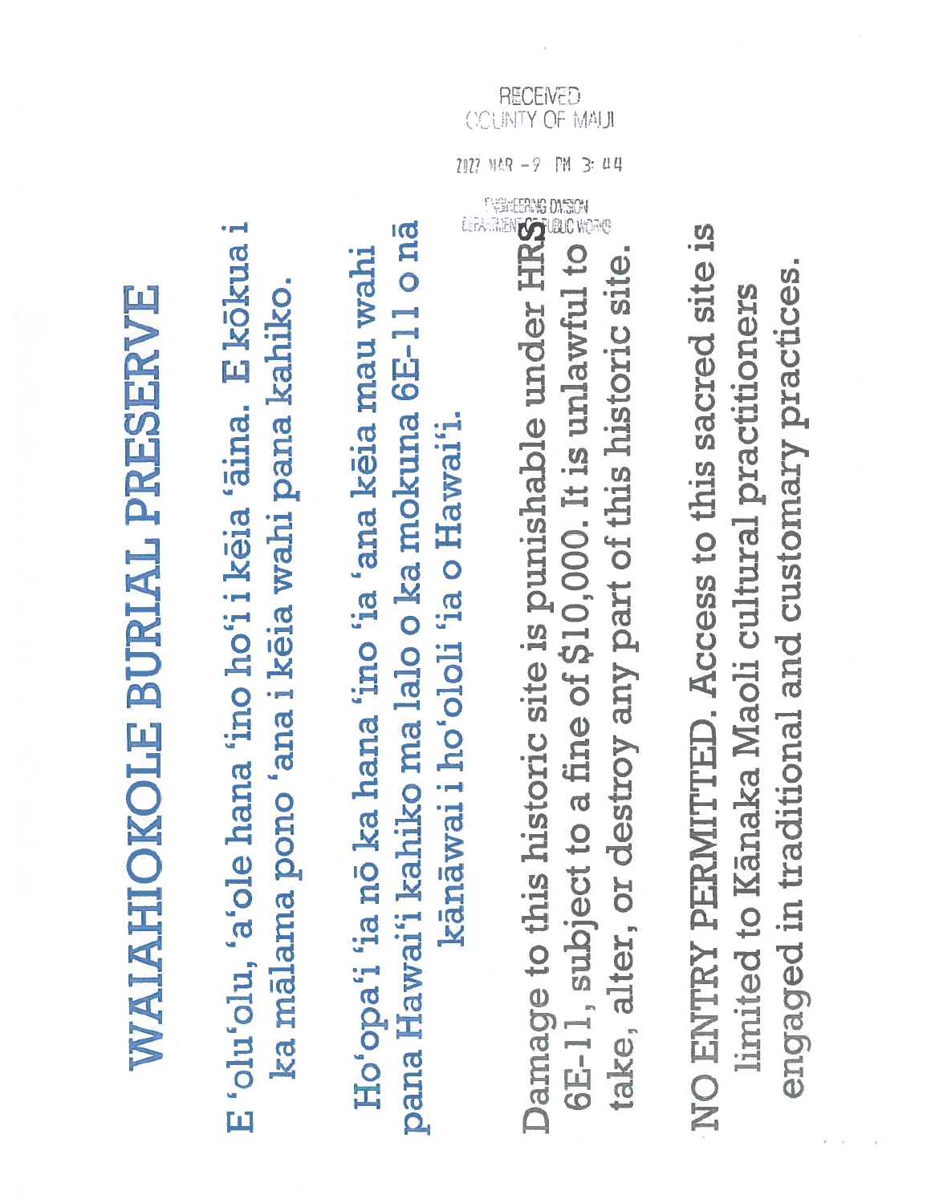RECEIVED
COUNTY OF MAUI

2022 MAR -9 PM 3:44

ENGINEERING DIVISION
DEPARTMENT OF PUBLIC WORKS

# WAIAHIOKOLE BURIAL PRESERVE

E ʻoluʻolu, ʻaʻole hana ʻino hoʻi i kēia ʻāina. E kōkua i ka mālama pono ʻana i kēia wahi pana kahiko.

Hoʻopaʻi ʻia nō ka hana ʻino ʻia ʻana kēia mau wahi pana Hawaiʻi kahiko ma lalo o ka mokuna 6E-11 o nā kānāwai i hoʻololi ʻia o Hawaiʻi.

Damage to this historic site is punishable under HRS 6E-11, subject to a fine of $10,000. It is unlawful to take, alter, or destroy any part of this historic site.

NO ENTRY PERMITTED. Access to this sacred site is limited to Kānaka Maoli cultural practitioners engaged in traditional and customary practices.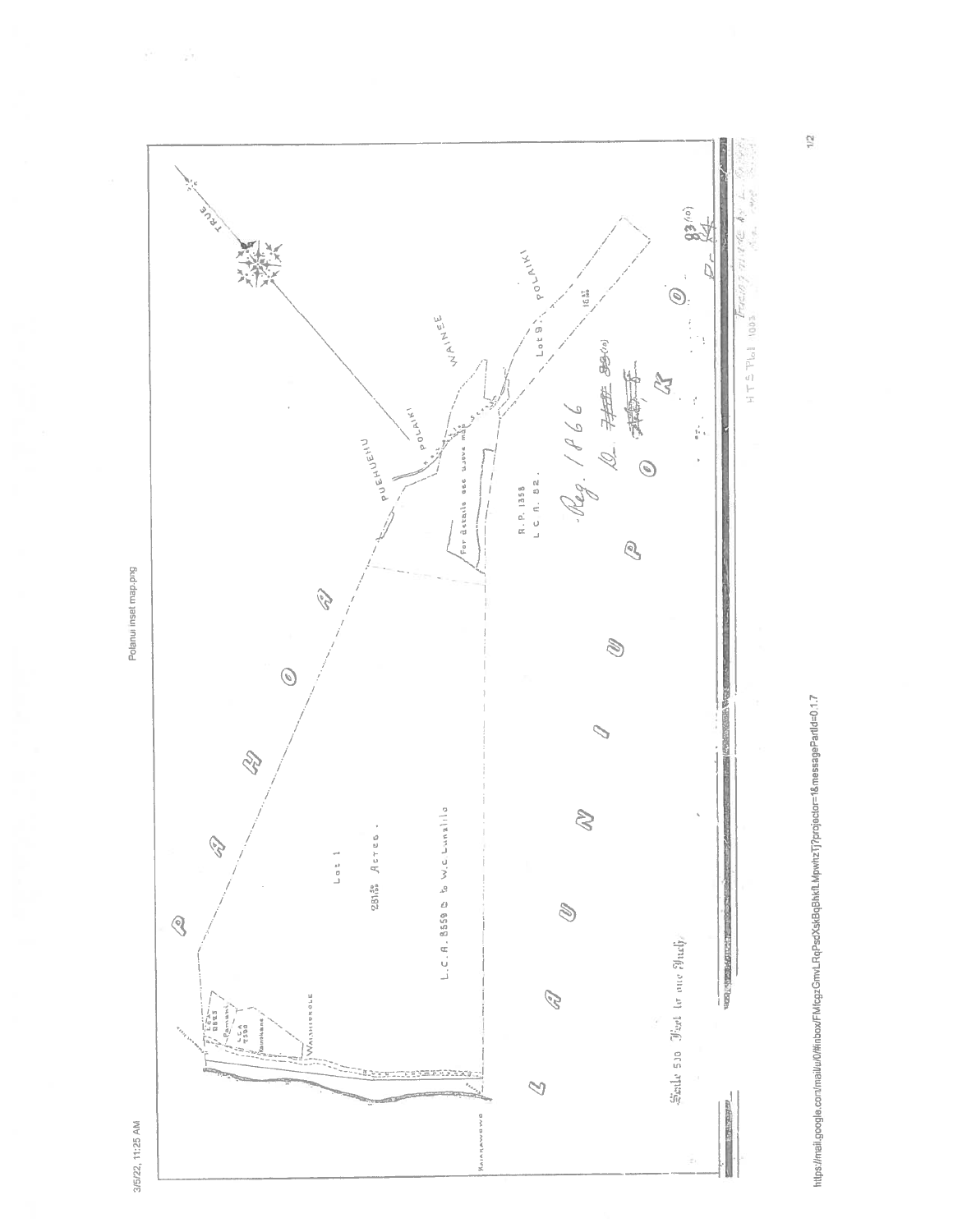Polanui inset map.png

TRUE

P A H O A

L A U N I U P O K O

PUEHUEHU

POLAIKI

WAINEE

POLAIKI

Lot 9

Lot 1

281.50 Acres.

L.C.A. 8559 B to W.C. Lunalilo

For details see above map

R.P. 1358
L.C.A. 82.

Reg. 1866

LCA 8625

Pamani

LCA 7590

Kaaukane

WAIHIHIKOLE

KAUNAWAWA

Scale 500 Feet to one Inch

HTE Plat 1003

https://mail.google.com/mail/u/0/#inbox/FMfcgzGmvLRqPsdXskBqBhkfLMpwhzTj?projector=1&messagePartId=0.1.7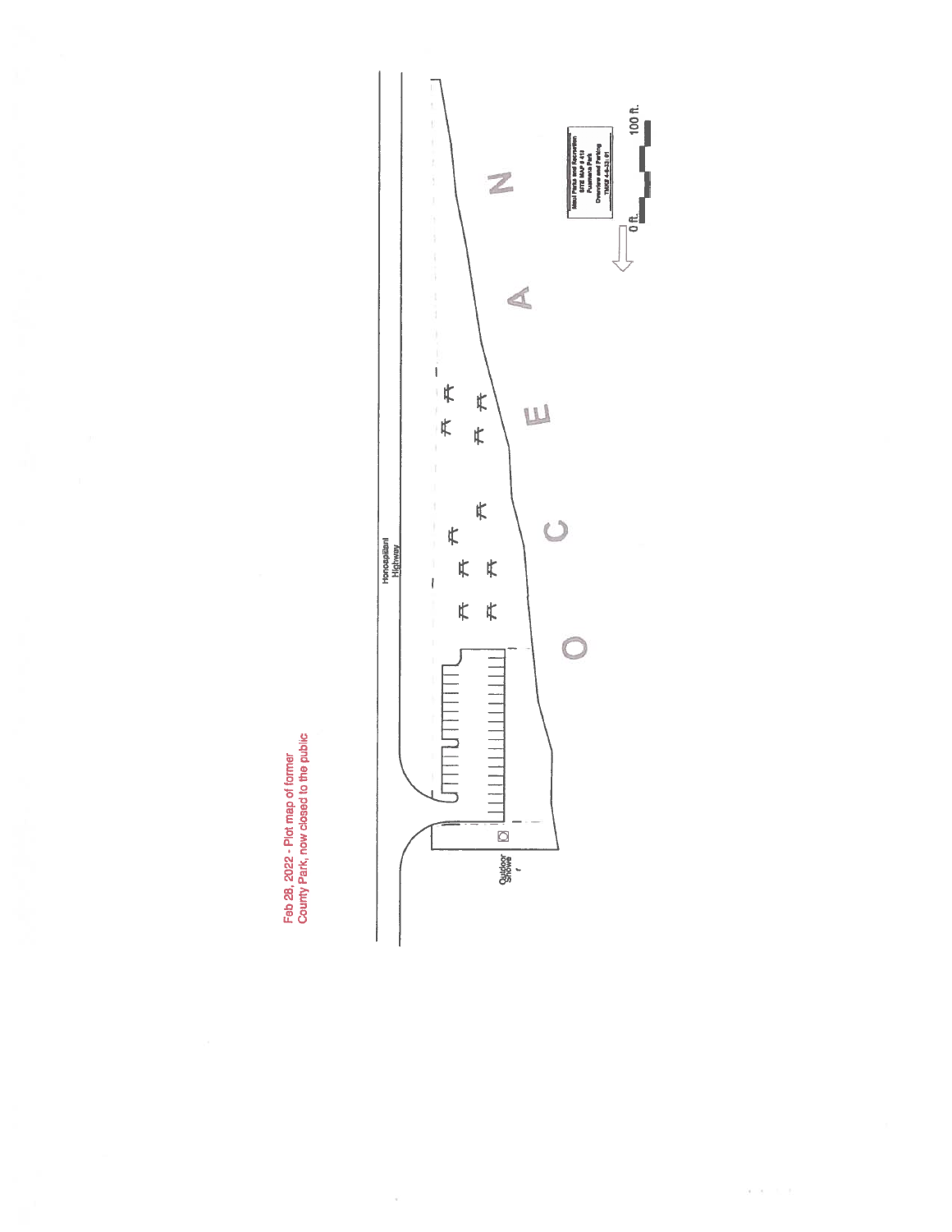Feb 28, 2022 - Plot map of former County Park, now closed to the public

Honoapiilani Highway

Outdoor Shower

O C E A N

Maui Parks and Recreation
SITE MAP # 410
Puamana Park
Overview and Parking
TMK# 4-6-33: 01

0 ft. 100 ft.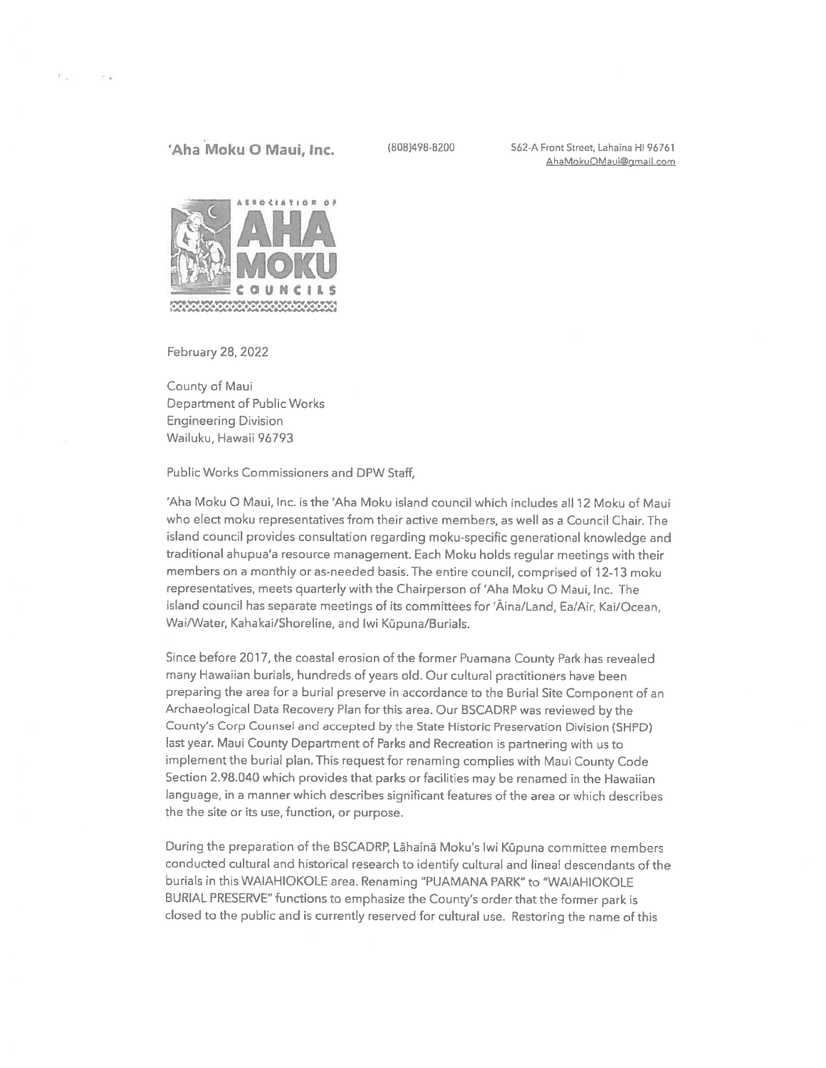**'Aha Moku O Maui, Inc.** (808)498-8200 562-A Front Street, Lahaina HI 96761 AhaMokuOMaui@gmail.com

February 28, 2022

County of Maui
Department of Public Works
Engineering Division
Wailuku, Hawaii 96793

Public Works Commissioners and DPW Staff,

'Aha Moku O Maui, Inc. is the 'Aha Moku island council which includes all 12 Moku of Maui who elect moku representatives from their active members, as well as a Council Chair. The island council provides consultation regarding moku-specific generational knowledge and traditional ahupua'a resource management. Each Moku holds regular meetings with their members on a monthly or as-needed basis. The entire council, comprised of 12-13 moku representatives, meets quarterly with the Chairperson of 'Aha Moku O Maui, Inc. The island council has separate meetings of its committees for 'Āina/Land, Ea/Air, Kai/Ocean, Wai/Water, Kahakai/Shoreline, and Iwi Kūpuna/Burials.

Since before 2017, the coastal erosion of the former Puamana County Park has revealed many Hawaiian burials, hundreds of years old. Our cultural practitioners have been preparing the area for a burial preserve in accordance to the Burial Site Component of an Archaeological Data Recovery Plan for this area. Our BSCADRP was reviewed by the County's Corp Counsel and accepted by the State Historic Preservation Division (SHPD) last year. Maui County Department of Parks and Recreation is partnering with us to implement the burial plan. This request for renaming complies with Maui County Code Section 2.98.040 which provides that parks or facilities may be renamed in the Hawaiian language, in a manner which describes significant features of the area or which describes the the site or its use, function, or purpose.

During the preparation of the BSCADRP, Lāhainā Moku's Iwi Kūpuna committee members conducted cultural and historical research to identify cultural and lineal descendants of the burials in this WAIAHIOKOLE area. Renaming "PUAMANA PARK" to "WAIAHIOKOLE BURIAL PRESERVE" functions to emphasize the County's order that the former park is closed to the public and is currently reserved for cultural use. Restoring the name of this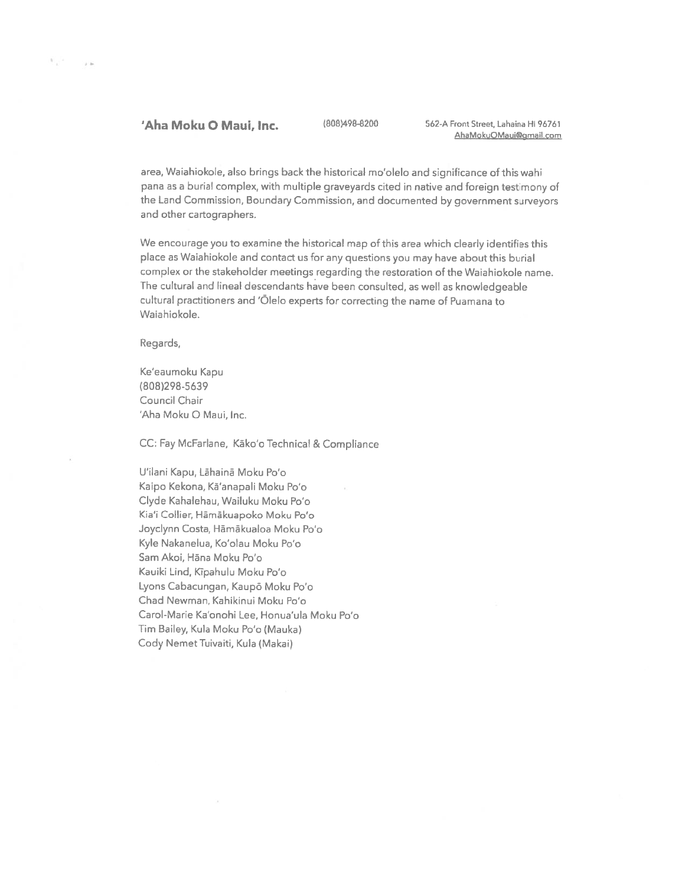**'Aha Moku O Maui, Inc.** (808)498-8200 562-A Front Street, Lahaina HI 96761 AhaMokuOMaui@gmail.com

area, Waiahiokole, also brings back the historical mo'olelo and significance of this wahi pana as a burial complex, with multiple graveyards cited in native and foreign testimony of the Land Commission, Boundary Commission, and documented by government surveyors and other cartographers.

We encourage you to examine the historical map of this area which clearly identifies this place as Waiahiokole and contact us for any questions you may have about this burial complex or the stakeholder meetings regarding the restoration of the Waiahiokole name. The cultural and lineal descendants have been consulted, as well as knowledgeable cultural practitioners and 'Ōlelo experts for correcting the name of Puamana to Waiahiokole.

Regards,

Ke'eaumoku Kapu
(808)298-5639
Council Chair
'Aha Moku O Maui, Inc.

CC: Fay McFarlane, Kāko'o Technical & Compliance

U'ilani Kapu, Lāhainā Moku Po'o
Kaipo Kekona, Kā'anapali Moku Po'o
Clyde Kahalehau, Wailuku Moku Po'o
Kia'i Collier, Hāmākuapoko Moku Po'o
Joyclynn Costa, Hāmākualoa Moku Po'o
Kyle Nakanelua, Ko'olau Moku Po'o
Sam Akoi, Hāna Moku Po'o
Kauiki Lind, Kīpahulu Moku Po'o
Lyons Cabacungan, Kaupō Moku Po'o
Chad Newman, Kahikinui Moku Po'o
Carol-Marie Ka'onohi Lee, Honua'ula Moku Po'o
Tim Bailey, Kula Moku Po'o (Mauka)
Cody Nemet Tuivaiti, Kula (Makai)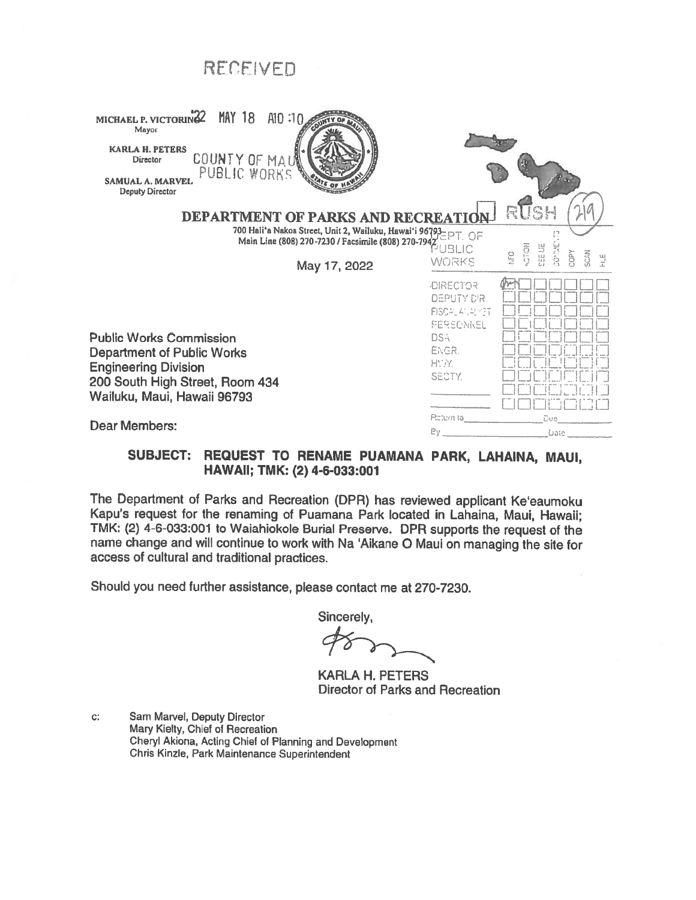RECEIVED

'22 MAY 18 A10 :10

COUNTY OF MAUI
PUBLIC WORKS

MICHAEL P. VICTORINO
Mayor

KARLA H. PETERS
Director

SAMUAL A. MARVEL
Deputy Director

# DEPARTMENT OF PARKS AND RECREATION

700 Hali'a Nakoa Street, Unit 2, Wailuku, Hawai'i 96793
Main Line (808) 270-7230 / Facsimile (808) 270-7942

RUSH (219)

DEPT. OF PUBLIC WORKS

| | INFO | ACTION | SEE ME | COMMENTS | COPY | SCAN | FILE |
|---|---|---|---|---|---|---|---|
| DIRECTOR | | | | | | | |
| DEPUTY DIR. | | | | | | | |
| FISCAL ANALYST | | | | | | | |
| PERSONNEL | | | | | | | |
| DSA | | | | | | | |
| ENGR. | | | | | | | |
| HWY. | | | | | | | |
| SECTY. | | | | | | | |
| ________ | | | | | | | |
| ________ | | | | | | | |

Return to ________ Due ________
By ________ Date ________

May 17, 2022

Public Works Commission
Department of Public Works
Engineering Division
200 South High Street, Room 434
Wailuku, Maui, Hawaii 96793

Dear Members:

**SUBJECT: REQUEST TO RENAME PUAMANA PARK, LAHAINA, MAUI, HAWAII; TMK: (2) 4-6-033:001**

The Department of Parks and Recreation (DPR) has reviewed applicant Ke'eaumoku Kapu's request for the renaming of Puamana Park located in Lahaina, Maui, Hawaii; TMK: (2) 4-6-033:001 to Waiahiokole Burial Preserve. DPR supports the request of the name change and will continue to work with Na 'Aikane O Maui on managing the site for access of cultural and traditional practices.

Should you need further assistance, please contact me at 270-7230.

Sincerely,

KARLA H. PETERS
Director of Parks and Recreation

c: Sam Marvel, Deputy Director
Mary Kielty, Chief of Recreation
Cheryl Akiona, Acting Chief of Planning and Development
Chris Kinzle, Park Maintenance Superintendent